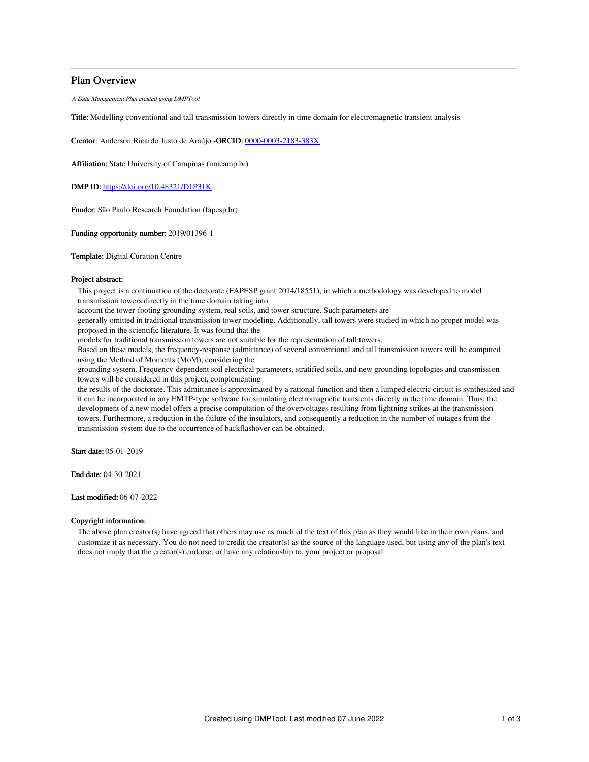# Plan Overview

*A Data Management Plan created using DMPTool*

**Title:** Modelling conventional and tall transmission towers directly in time domain for electromagnetic transient analysis

**Creator:** Anderson Ricardo Justo de Araújo -**ORCID:** [0000-0003-2183-383X](0000-0003-2183-383X)

**Affiliation:** State University of Campinas (unicamp.br)

**DMP ID:** [https://doi.org/10.48321/D1P31K](https://doi.org/10.48321/D1P31K)

**Funder:** São Paulo Research Foundation (fapesp.br)

**Funding opportunity number:** 2019/01396-1

**Template:** Digital Curation Centre

**Project abstract:**

This project is a continuation of the doctorate (FAPESP grant 2014/18551), in which a methodology was developed to model transmission towers directly in the time domain taking into account the tower-footing grounding system, real soils, and tower structure. Such parameters are generally omitted in traditional transmission tower modeling. Additionally, tall towers were studied in which no proper model was proposed in the scientific literature. It was found that the models for traditional transmission towers are not suitable for the representation of tall towers.
Based on these models, the frequency-response (admittance) of several conventional and tall transmission towers will be computed using the Method of Moments (MoM), considering the grounding system. Frequency-dependent soil electrical parameters, stratified soils, and new grounding topologies and transmission towers will be considered in this project, complementing the results of the doctorate. This admittance is approximated by a rational function and then a lumped electric circuit is synthesized and it can be incorporated in any EMTP-type software for simulating electromagnetic transients directly in the time domain. Thus, the development of a new model offers a precise computation of the overvoltages resulting from lightning strikes at the transmission towers. Furthermore, a reduction in the failure of the insulators, and consequently a reduction in the number of outages from the transmission system due to the occurrence of backflashover can be obtained.

**Start date:** 05-01-2019

**End date:** 04-30-2021

**Last modified:** 06-07-2022

**Copyright information:**

The above plan creator(s) have agreed that others may use as much of the text of this plan as they would like in their own plans, and customize it as necessary. You do not need to credit the creator(s) as the source of the language used, but using any of the plan's text does not imply that the creator(s) endorse, or have any relationship to, your project or proposal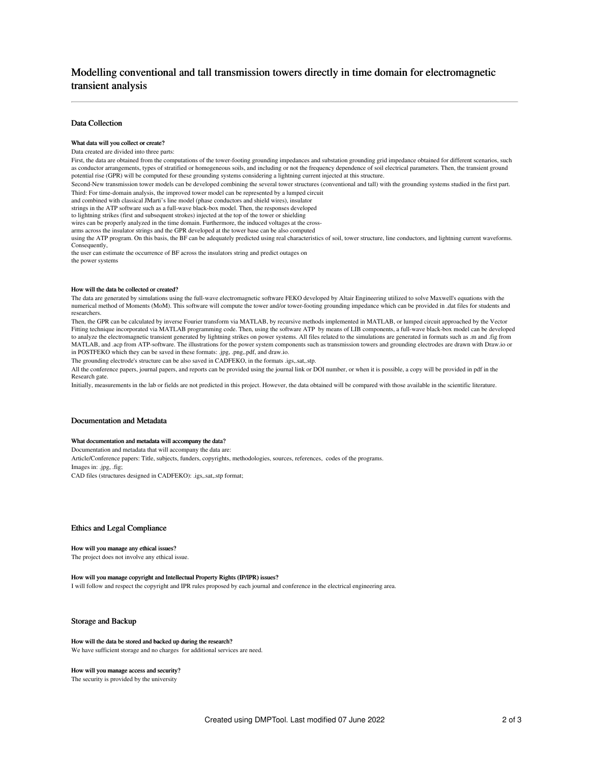# Modelling conventional and tall transmission towers directly in time domain for electromagnetic transient analysis

## Data Collection

### What data will you collect or create?

Data created are divided into three parts:

First, the data are obtained from the computations of the tower-footing grounding impedances and substation grounding grid impedance obtained for different scenarios, such as conductor arrangements, types of stratified or homogeneous soils, and including or not the frequency dependence of soil electrical parameters. Then, the transient ground potential rise (GPR) will be computed for these grounding systems considering a lightning current injected at this structure.

Second-New transmission tower models can be developed combining the several tower structures (conventional and tall) with the grounding systems studied in the first part.

Third: For time-domain analysis, the improved tower model can be represented by a lumped circuit and combined with classical JMarti's line model (phase conductors and shield wires), insulator strings in the ATP software such as a full-wave black-box model. Then, the responses developed to lightning strikes (first and subsequent strokes) injected at the top of the tower or shielding wires can be properly analyzed in the time domain. Furthermore, the induced voltages at the cross-arms across the insulator strings and the GPR developed at the tower base can be also computed using the ATP program. On this basis, the BF can be adequately predicted using real characteristics of soil, tower structure, line conductors, and lightning current waveforms. Consequently, the user can estimate the occurrence of BF across the insulators string and predict outages on the power systems

### How will the data be collected or created?

The data are generated by simulations using the full-wave electromagnetic software FEKO developed by Altair Engineering utilized to solve Maxwell's equations with the numerical method of Moments (MoM). This software will compute the tower and/or tower-footing grounding impedance which can be provided in .dat files for students and researchers.

Then, the GPR can be calculated by inverse Fourier transform via MATLAB, by recursive methods implemented in MATLAB, or lumped circuit approached by the Vector Fitting technique incorporated via MATLAB programming code. Then, using the software ATP by means of LIB components, a full-wave black-box model can be developed to analyze the electromagnetic transient generated by lightning strikes on power systems. All files related to the simulations are generated in formats such as .m and .fig from MATLAB, and .acp from ATP-software. The illustrations for the power system components such as transmission towers and grounding electrodes are drawn with Draw.io or in POSTFEKO which they can be saved in these formats: .jpg, .png,.pdf, and draw.io.

The grounding electrode's structure can be also saved in CADFEKO, in the formats .igs,.sat,.stp.

All the conference papers, journal papers, and reports can be provided using the journal link or DOI number, or when it is possible, a copy will be provided in pdf in the Research gate.

Initially, measurements in the lab or fields are not predicted in this project. However, the data obtained will be compared with those available in the scientific literature.

## Documentation and Metadata

### What documentation and metadata will accompany the data?

Documentation and metadata that will accompany the data are:

Article/Conference papers: Title, subjects, funders, copyrights, methodologies, sources, references, codes of the programs.

Images in: .jpg, .fig;

CAD files (structures designed in CADFEKO): .igs,.sat,.stp format;

## Ethics and Legal Compliance

### How will you manage any ethical issues?

The project does not involve any ethical issue.

### How will you manage copyright and Intellectual Property Rights (IP/IPR) issues?

I will follow and respect the copyright and IPR rules proposed by each journal and conference in the electrical engineering area.

## Storage and Backup

### How will the data be stored and backed up during the research?

We have sufficient storage and no charges for additional services are need.

### How will you manage access and security?

The security is provided by the university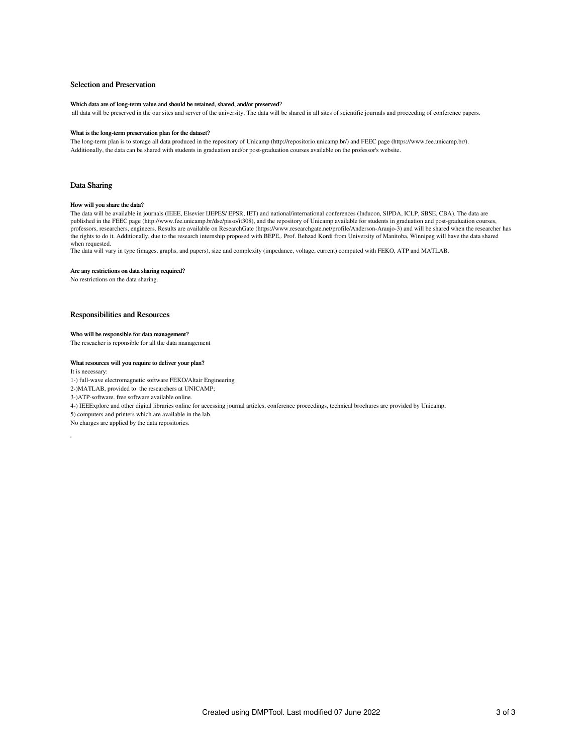## Selection and Preservation

### Which data are of long-term value and should be retained, shared, and/or preserved?

all data will be preserved in the our sites and server of the university. The data will be shared in all sites of scientific journals and proceeding of conference papers.

### What is the long-term preservation plan for the dataset?

The long-term plan is to storage all data produced in the repository of Unicamp (http://repositorio.unicamp.br/) and FEEC page (https://www.fee.unicamp.br/).
Additionally, the data can be shared with students in graduation and/or post-graduation courses available on the professor's website.

## Data Sharing

### How will you share the data?

The data will be available in journals (IEEE, Elsevier IJEPES/ EPSR, IET) and national/international conferences (Inducon, SIPDA, ICLP, SBSE, CBA). The data are published in the FEEC page (http://www.fee.unicamp.br/dse/pisso/it308), and the repository of Unicamp available for students in graduation and post-graduation courses, professors, researchers, engineers. Results are available on ResearchGate (https://www.researchgate.net/profile/Anderson-Araujo-3) and will be shared when the researcher has the rights to do it. Additionally, due to the research internship proposed with BEPE,. Prof. Behzad Kordi from University of Manitoba, Winnipeg will have the data shared when requested.
The data will vary in type (images, graphs, and papers), size and complexity (impedance, voltage, current) computed with FEKO, ATP and MATLAB.

### Are any restrictions on data sharing required?

No restrictions on the data sharing.

## Responsibilities and Resources

### Who will be responsible for data management?

The reseacher is reponsible for all the data management

### What resources will you require to deliver your plan?

It is necessary:

1-) full-wave electromagnetic software FEKO/Altair Engineering

2-)MATLAB, provided to the researchers at UNICAMP;

3-)ATP-software. free software available online.

4-) IEEExplore and other digital libraries online for accessing journal articles, conference proceedings, technical brochures are provided by Unicamp;

5) computers and printers which are available in the lab.

No charges are applied by the data repositories.

Created using DMPTool. Last modified 07 June 2022